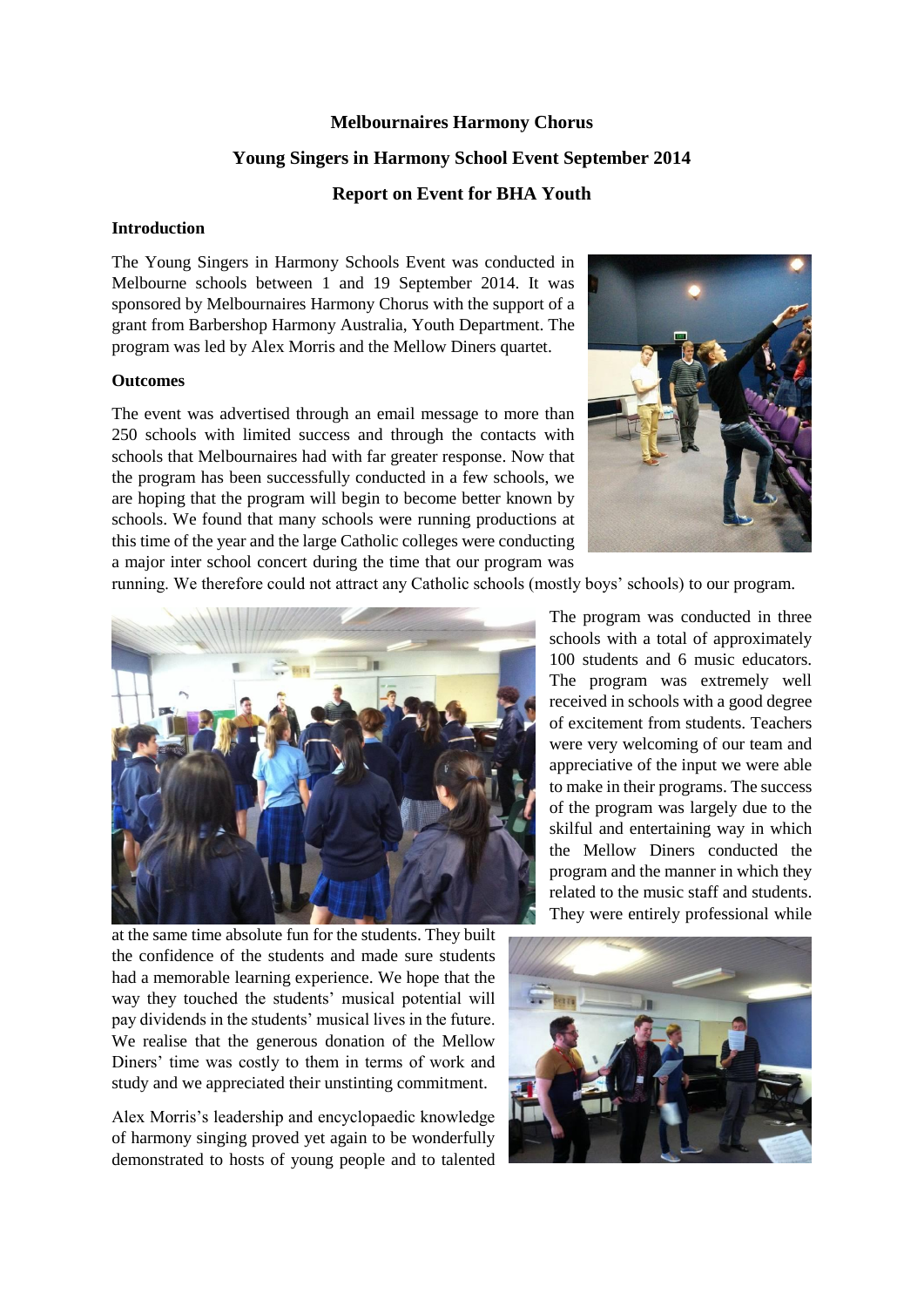**Melbournaires Harmony Chorus**

**Young Singers in Harmony School Event September 2014**

**Report on Event for BHA Youth**

## Introduction

The Young Singers in Harmony Schools Event was conducted in Melbourne schools between 1 and 19 September 2014. It was sponsored by Melbournaires Harmony Chorus with the support of a grant from Barbershop Harmony Australia, Youth Department. The program was led by Alex Morris and the Mellow Diners quartet.

## Outcomes

The event was advertised through an email message to more than 250 schools with limited success and through the contacts with schools that Melbournaires had with far greater response. Now that the program has been successfully conducted in a few schools, we are hoping that the program will begin to become better known by schools. We found that many schools were running productions at this time of the year and the large Catholic colleges were conducting a major inter school concert during the time that our program was running. We therefore could not attract any Catholic schools (mostly boys' schools) to our program.

The program was conducted in three schools with a total of approximately 100 students and 6 music educators. The program was extremely well received in schools with a good degree of excitement from students. Teachers were very welcoming of our team and appreciative of the input we were able to make in their programs. The success of the program was largely due to the skilful and entertaining way in which the Mellow Diners conducted the program and the manner in which they related to the music staff and students. They were entirely professional while at the same time absolute fun for the students. They built the confidence of the students and made sure students had a memorable learning experience. We hope that the way they touched the students' musical potential will pay dividends in the students' musical lives in the future. We realise that the generous donation of the Mellow Diners' time was costly to them in terms of work and study and we appreciated their unstinting commitment.

Alex Morris's leadership and encyclopaedic knowledge of harmony singing proved yet again to be wonderfully demonstrated to hosts of young people and to talented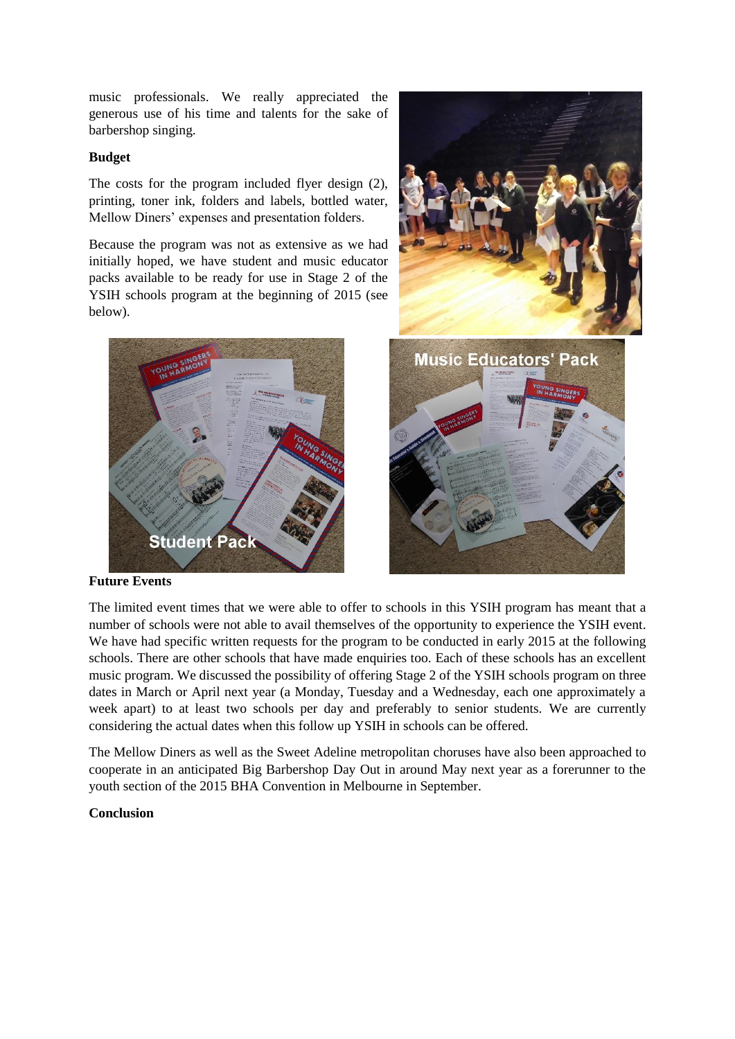music professionals. We really appreciated the generous use of his time and talents for the sake of barbershop singing.

**Budget**

The costs for the program included flyer design (2), printing, toner ink, folders and labels, bottled water, Mellow Diners' expenses and presentation folders.

Because the program was not as extensive as we had initially hoped, we have student and music educator packs available to be ready for use in Stage 2 of the YSIH schools program at the beginning of 2015 (see below).

**Future Events**

The limited event times that we were able to offer to schools in this YSIH program has meant that a number of schools were not able to avail themselves of the opportunity to experience the YSIH event. We have had specific written requests for the program to be conducted in early 2015 at the following schools. There are other schools that have made enquiries too. Each of these schools has an excellent music program. We discussed the possibility of offering Stage 2 of the YSIH schools program on three dates in March or April next year (a Monday, Tuesday and a Wednesday, each one approximately a week apart) to at least two schools per day and preferably to senior students. We are currently considering the actual dates when this follow up YSIH in schools can be offered.

The Mellow Diners as well as the Sweet Adeline metropolitan choruses have also been approached to cooperate in an anticipated Big Barbershop Day Out in around May next year as a forerunner to the youth section of the 2015 BHA Convention in Melbourne in September.

**Conclusion**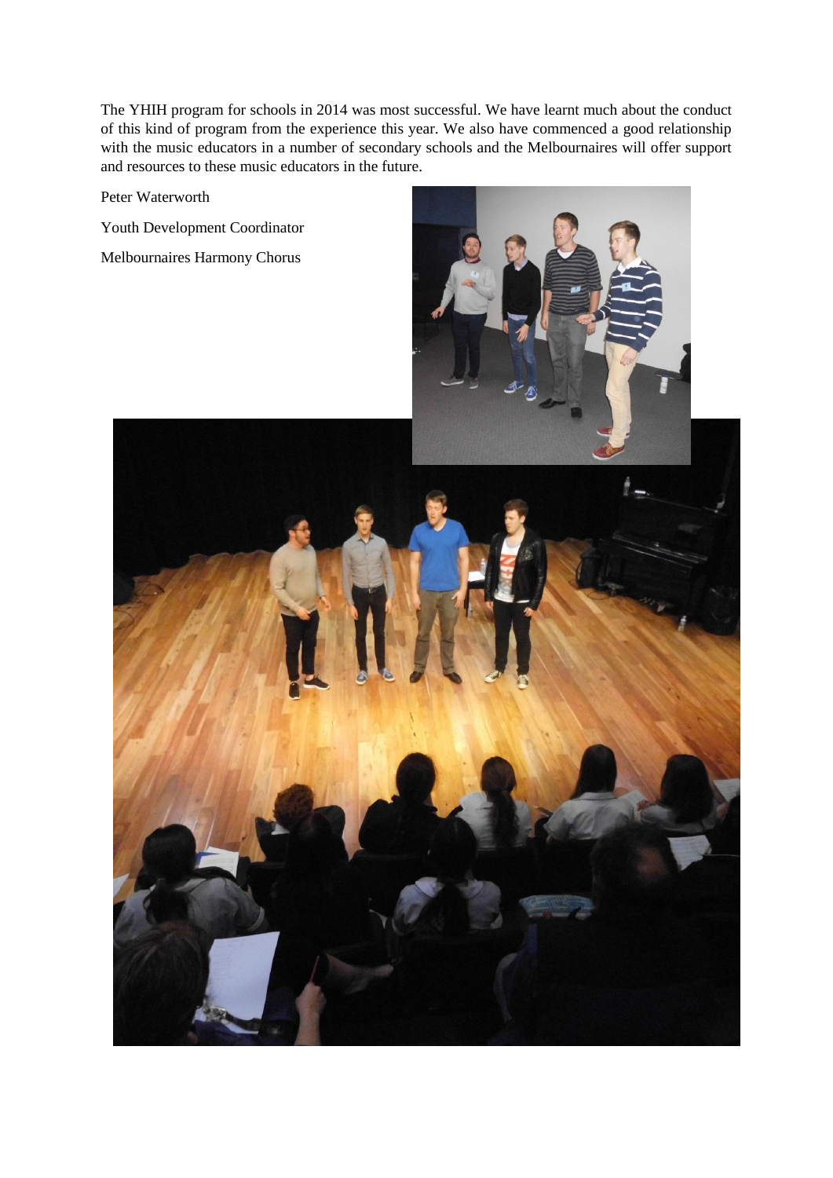The YHIH program for schools in 2014 was most successful. We have learnt much about the conduct of this kind of program from the experience this year. We also have commenced a good relationship with the music educators in a number of secondary schools and the Melbournaires will offer support and resources to these music educators in the future.

Peter Waterworth

Youth Development Coordinator

Melbournaires Harmony Chorus